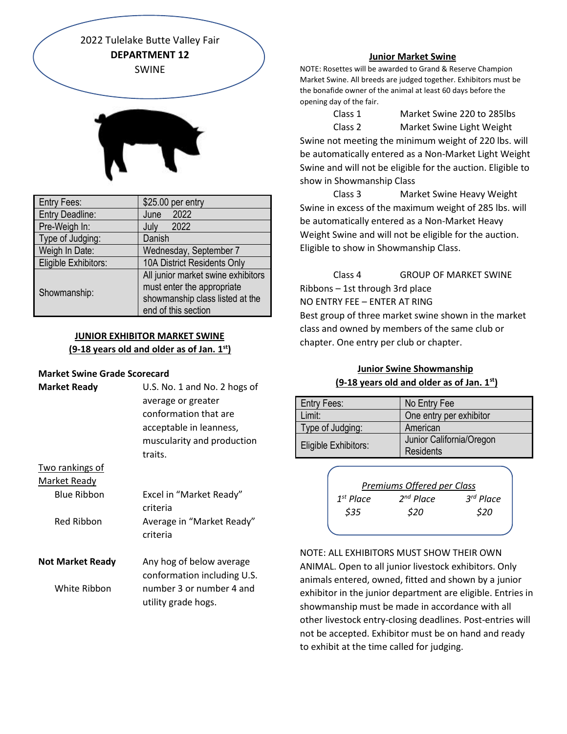# 2022 Tulelake Butte Valley Fair
## DEPARTMENT 12
## SWINE

| Entry Fees: | $25.00 per entry |
|---|---|
| Entry Deadline: | June 2022 |
| Pre-Weigh In: | July 2022 |
| Type of Judging: | Danish |
| Weigh In Date: | Wednesday, September 7 |
| Eligible Exhibitors: | 10A District Residents Only |
| Showmanship: | All junior market swine exhibitors must enter the appropriate showmanship class listed at the end of this section |

### JUNIOR EXHIBITOR MARKET SWINE
### (9-18 years old and older as of Jan. 1st)

**Market Swine Grade Scorecard**

**Market Ready** — U.S. No. 1 and No. 2 hogs of average or greater conformation that are acceptable in leanness, muscularity and production traits.

Two rankings of Market Ready

- Blue Ribbon — Excel in "Market Ready" criteria
- Red Ribbon — Average in "Market Ready" criteria

**Not Market Ready** — Any hog of below average conformation including U.S. number 3 or number 4 and utility grade hogs.

- White Ribbon

### Junior Market Swine

NOTE: Rosettes will be awarded to Grand & Reserve Champion Market Swine. All breeds are judged together. Exhibitors must be the bonafide owner of the animal at least 60 days before the opening day of the fair.

Class 1 — Market Swine 220 to 285lbs

Class 2 — Market Swine Light Weight

Swine not meeting the minimum weight of 220 lbs. will be automatically entered as a Non-Market Light Weight Swine and will not be eligible for the auction. Eligible to show in Showmanship Class

Class 3 — Market Swine Heavy Weight

Swine in excess of the maximum weight of 285 lbs. will be automatically entered as a Non-Market Heavy Weight Swine and will not be eligible for the auction. Eligible to show in Showmanship Class.

Class 4 — GROUP OF MARKET SWINE

Ribbons – 1st through 3rd place

NO ENTRY FEE – ENTER AT RING

Best group of three market swine shown in the market class and owned by members of the same club or chapter. One entry per club or chapter.

### Junior Swine Showmanship
### (9-18 years old and older as of Jan. 1st)

| Entry Fees: | No Entry Fee |
|---|---|
| Limit: | One entry per exhibitor |
| Type of Judging: | American |
| Eligible Exhibitors: | Junior California/Oregon Residents |

*Premiums Offered per Class*

| *1st Place* | *2nd Place* | *3rd Place* |
|---|---|---|
| *$35* | *$20* | *$20* |

NOTE: ALL EXHIBITORS MUST SHOW THEIR OWN ANIMAL. Open to all junior livestock exhibitors. Only animals entered, owned, fitted and shown by a junior exhibitor in the junior department are eligible. Entries in showmanship must be made in accordance with all other livestock entry-closing deadlines. Post-entries will not be accepted. Exhibitor must be on hand and ready to exhibit at the time called for judging.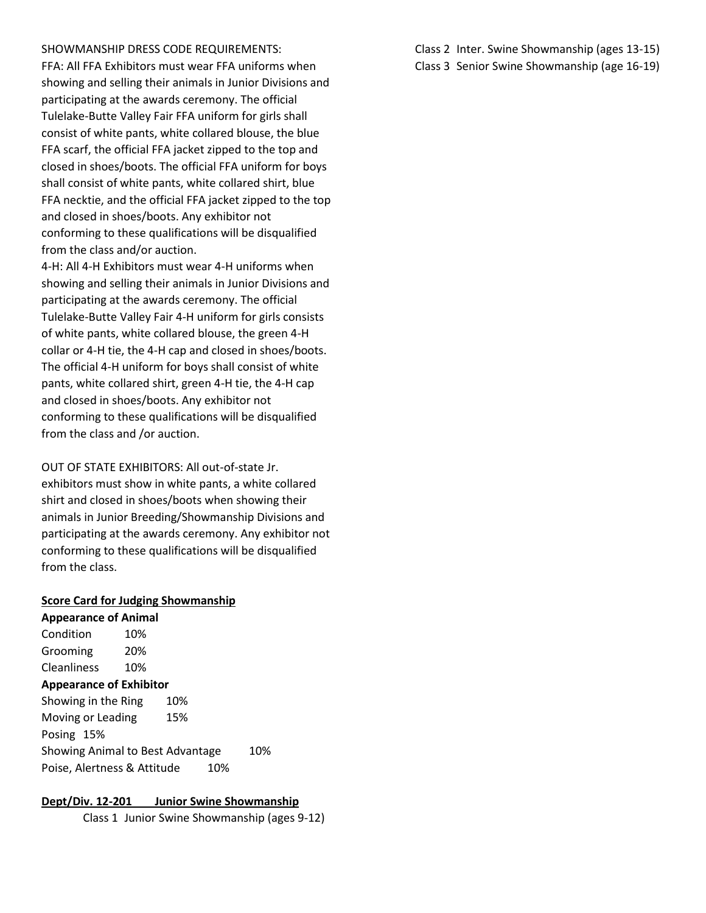SHOWMANSHIP DRESS CODE REQUIREMENTS:

FFA: All FFA Exhibitors must wear FFA uniforms when showing and selling their animals in Junior Divisions and participating at the awards ceremony. The official Tulelake-Butte Valley Fair FFA uniform for girls shall consist of white pants, white collared blouse, the blue FFA scarf, the official FFA jacket zipped to the top and closed in shoes/boots. The official FFA uniform for boys shall consist of white pants, white collared shirt, blue FFA necktie, and the official FFA jacket zipped to the top and closed in shoes/boots. Any exhibitor not conforming to these qualifications will be disqualified from the class and/or auction.

4-H: All 4-H Exhibitors must wear 4-H uniforms when showing and selling their animals in Junior Divisions and participating at the awards ceremony. The official Tulelake-Butte Valley Fair 4-H uniform for girls consists of white pants, white collared blouse, the green 4-H collar or 4-H tie, the 4-H cap and closed in shoes/boots. The official 4-H uniform for boys shall consist of white pants, white collared shirt, green 4-H tie, the 4-H cap and closed in shoes/boots. Any exhibitor not conforming to these qualifications will be disqualified from the class and /or auction.

OUT OF STATE EXHIBITORS: All out-of-state Jr. exhibitors must show in white pants, a white collared shirt and closed in shoes/boots when showing their animals in Junior Breeding/Showmanship Divisions and participating at the awards ceremony. Any exhibitor not conforming to these qualifications will be disqualified from the class.

**Score Card for Judging Showmanship**

**Appearance of Animal**

Condition 10%

Grooming 20%

Cleanliness 10%

**Appearance of Exhibitor**

Showing in the Ring 10%

Moving or Leading 15%

Posing 15%

Showing Animal to Best Advantage 10%

Poise, Alertness & Attitude 10%

**Dept/Div. 12-201 Junior Swine Showmanship**

Class 1 Junior Swine Showmanship (ages 9-12)

Class 2 Inter. Swine Showmanship (ages 13-15)

Class 3 Senior Swine Showmanship (age 16-19)